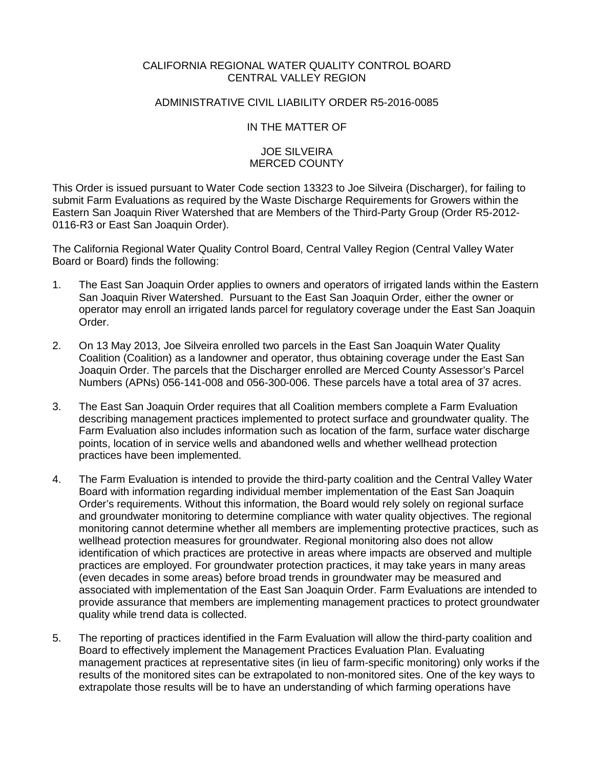CALIFORNIA REGIONAL WATER QUALITY CONTROL BOARD
CENTRAL VALLEY REGION

ADMINISTRATIVE CIVIL LIABILITY ORDER R5-2016-0085

IN THE MATTER OF

JOE SILVEIRA
MERCED COUNTY

This Order is issued pursuant to Water Code section 13323 to Joe Silveira (Discharger), for failing to submit Farm Evaluations as required by the Waste Discharge Requirements for Growers within the Eastern San Joaquin River Watershed that are Members of the Third-Party Group (Order R5-2012-0116-R3 or East San Joaquin Order).

The California Regional Water Quality Control Board, Central Valley Region (Central Valley Water Board or Board) finds the following:

1. The East San Joaquin Order applies to owners and operators of irrigated lands within the Eastern San Joaquin River Watershed. Pursuant to the East San Joaquin Order, either the owner or operator may enroll an irrigated lands parcel for regulatory coverage under the East San Joaquin Order.

2. On 13 May 2013, Joe Silveira enrolled two parcels in the East San Joaquin Water Quality Coalition (Coalition) as a landowner and operator, thus obtaining coverage under the East San Joaquin Order. The parcels that the Discharger enrolled are Merced County Assessor's Parcel Numbers (APNs) 056-141-008 and 056-300-006. These parcels have a total area of 37 acres.

3. The East San Joaquin Order requires that all Coalition members complete a Farm Evaluation describing management practices implemented to protect surface and groundwater quality. The Farm Evaluation also includes information such as location of the farm, surface water discharge points, location of in service wells and abandoned wells and whether wellhead protection practices have been implemented.

4. The Farm Evaluation is intended to provide the third-party coalition and the Central Valley Water Board with information regarding individual member implementation of the East San Joaquin Order's requirements. Without this information, the Board would rely solely on regional surface and groundwater monitoring to determine compliance with water quality objectives. The regional monitoring cannot determine whether all members are implementing protective practices, such as wellhead protection measures for groundwater. Regional monitoring also does not allow identification of which practices are protective in areas where impacts are observed and multiple practices are employed. For groundwater protection practices, it may take years in many areas (even decades in some areas) before broad trends in groundwater may be measured and associated with implementation of the East San Joaquin Order. Farm Evaluations are intended to provide assurance that members are implementing management practices to protect groundwater quality while trend data is collected.

5. The reporting of practices identified in the Farm Evaluation will allow the third-party coalition and Board to effectively implement the Management Practices Evaluation Plan. Evaluating management practices at representative sites (in lieu of farm-specific monitoring) only works if the results of the monitored sites can be extrapolated to non-monitored sites. One of the key ways to extrapolate those results will be to have an understanding of which farming operations have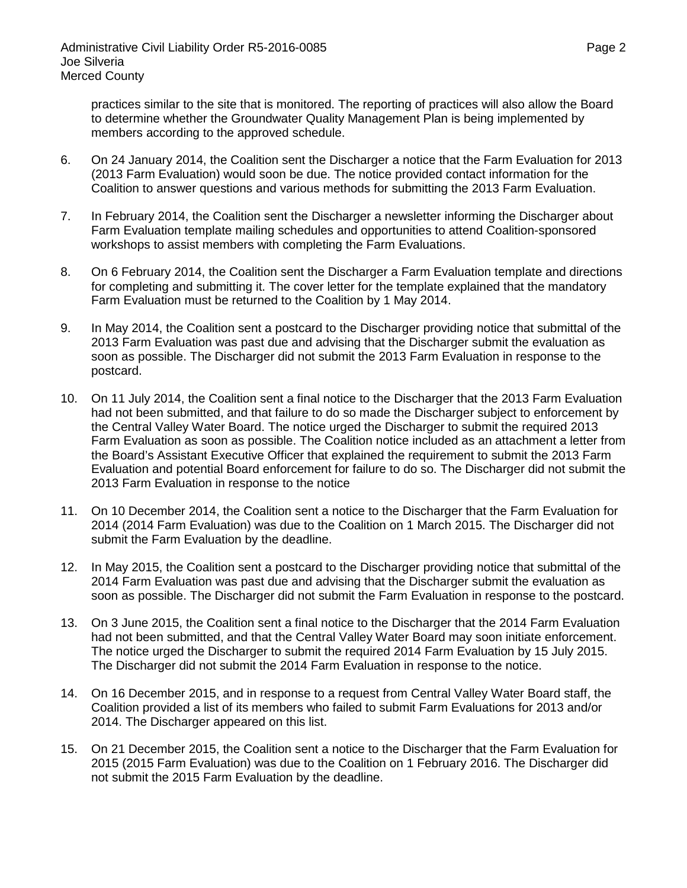practices similar to the site that is monitored. The reporting of practices will also allow the Board to determine whether the Groundwater Quality Management Plan is being implemented by members according to the approved schedule.

6. On 24 January 2014, the Coalition sent the Discharger a notice that the Farm Evaluation for 2013 (2013 Farm Evaluation) would soon be due. The notice provided contact information for the Coalition to answer questions and various methods for submitting the 2013 Farm Evaluation.

7. In February 2014, the Coalition sent the Discharger a newsletter informing the Discharger about Farm Evaluation template mailing schedules and opportunities to attend Coalition-sponsored workshops to assist members with completing the Farm Evaluations.

8. On 6 February 2014, the Coalition sent the Discharger a Farm Evaluation template and directions for completing and submitting it. The cover letter for the template explained that the mandatory Farm Evaluation must be returned to the Coalition by 1 May 2014.

9. In May 2014, the Coalition sent a postcard to the Discharger providing notice that submittal of the 2013 Farm Evaluation was past due and advising that the Discharger submit the evaluation as soon as possible. The Discharger did not submit the 2013 Farm Evaluation in response to the postcard.

10. On 11 July 2014, the Coalition sent a final notice to the Discharger that the 2013 Farm Evaluation had not been submitted, and that failure to do so made the Discharger subject to enforcement by the Central Valley Water Board. The notice urged the Discharger to submit the required 2013 Farm Evaluation as soon as possible. The Coalition notice included as an attachment a letter from the Board's Assistant Executive Officer that explained the requirement to submit the 2013 Farm Evaluation and potential Board enforcement for failure to do so. The Discharger did not submit the 2013 Farm Evaluation in response to the notice

11. On 10 December 2014, the Coalition sent a notice to the Discharger that the Farm Evaluation for 2014 (2014 Farm Evaluation) was due to the Coalition on 1 March 2015. The Discharger did not submit the Farm Evaluation by the deadline.

12. In May 2015, the Coalition sent a postcard to the Discharger providing notice that submittal of the 2014 Farm Evaluation was past due and advising that the Discharger submit the evaluation as soon as possible. The Discharger did not submit the Farm Evaluation in response to the postcard.

13. On 3 June 2015, the Coalition sent a final notice to the Discharger that the 2014 Farm Evaluation had not been submitted, and that the Central Valley Water Board may soon initiate enforcement. The notice urged the Discharger to submit the required 2014 Farm Evaluation by 15 July 2015. The Discharger did not submit the 2014 Farm Evaluation in response to the notice.

14. On 16 December 2015, and in response to a request from Central Valley Water Board staff, the Coalition provided a list of its members who failed to submit Farm Evaluations for 2013 and/or 2014. The Discharger appeared on this list.

15. On 21 December 2015, the Coalition sent a notice to the Discharger that the Farm Evaluation for 2015 (2015 Farm Evaluation) was due to the Coalition on 1 February 2016. The Discharger did not submit the 2015 Farm Evaluation by the deadline.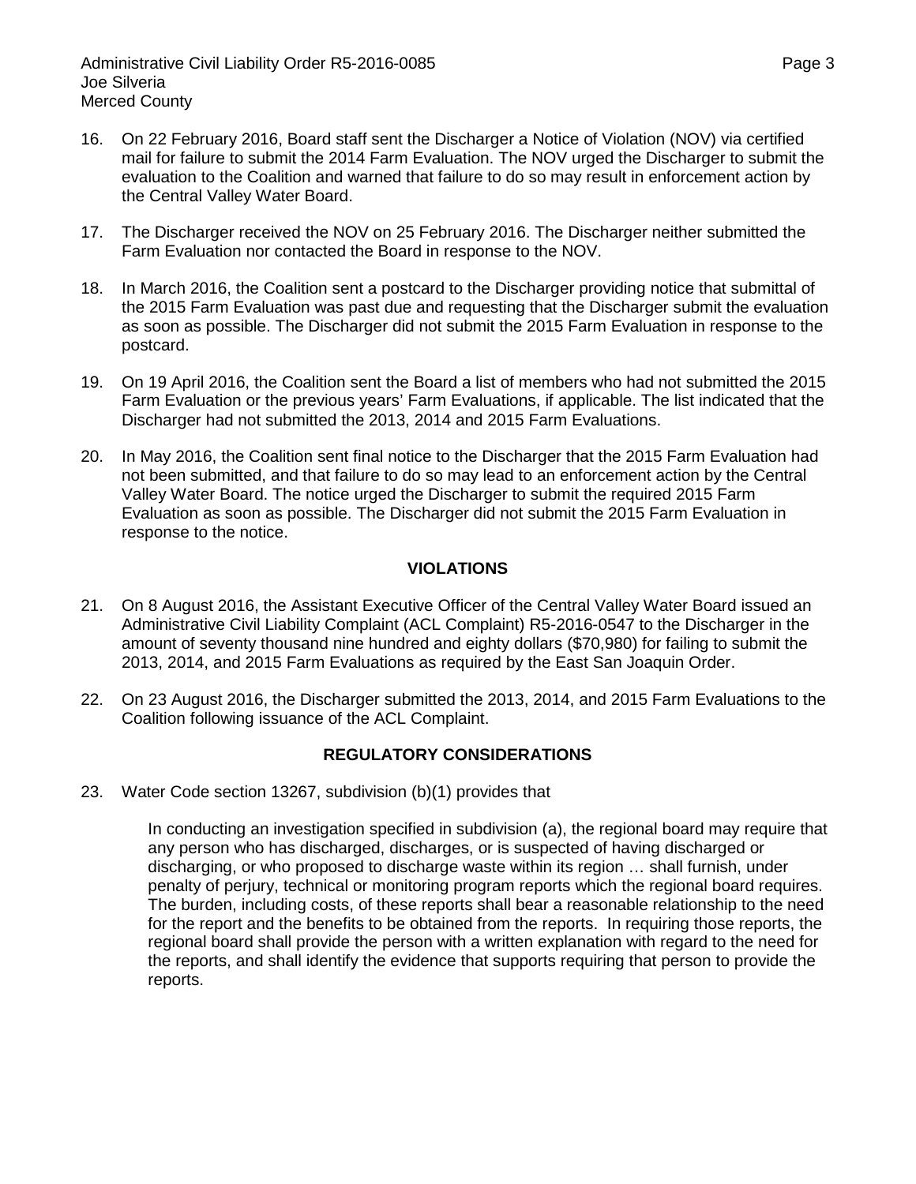16. On 22 February 2016, Board staff sent the Discharger a Notice of Violation (NOV) via certified mail for failure to submit the 2014 Farm Evaluation. The NOV urged the Discharger to submit the evaluation to the Coalition and warned that failure to do so may result in enforcement action by the Central Valley Water Board.

17. The Discharger received the NOV on 25 February 2016. The Discharger neither submitted the Farm Evaluation nor contacted the Board in response to the NOV.

18. In March 2016, the Coalition sent a postcard to the Discharger providing notice that submittal of the 2015 Farm Evaluation was past due and requesting that the Discharger submit the evaluation as soon as possible. The Discharger did not submit the 2015 Farm Evaluation in response to the postcard.

19. On 19 April 2016, the Coalition sent the Board a list of members who had not submitted the 2015 Farm Evaluation or the previous years' Farm Evaluations, if applicable. The list indicated that the Discharger had not submitted the 2013, 2014 and 2015 Farm Evaluations.

20. In May 2016, the Coalition sent final notice to the Discharger that the 2015 Farm Evaluation had not been submitted, and that failure to do so may lead to an enforcement action by the Central Valley Water Board. The notice urged the Discharger to submit the required 2015 Farm Evaluation as soon as possible. The Discharger did not submit the 2015 Farm Evaluation in response to the notice.

## VIOLATIONS

21. On 8 August 2016, the Assistant Executive Officer of the Central Valley Water Board issued an Administrative Civil Liability Complaint (ACL Complaint) R5-2016-0547 to the Discharger in the amount of seventy thousand nine hundred and eighty dollars ($70,980) for failing to submit the 2013, 2014, and 2015 Farm Evaluations as required by the East San Joaquin Order.

22. On 23 August 2016, the Discharger submitted the 2013, 2014, and 2015 Farm Evaluations to the Coalition following issuance of the ACL Complaint.

## REGULATORY CONSIDERATIONS

23. Water Code section 13267, subdivision (b)(1) provides that

    In conducting an investigation specified in subdivision (a), the regional board may require that any person who has discharged, discharges, or is suspected of having discharged or discharging, or who proposed to discharge waste within its region … shall furnish, under penalty of perjury, technical or monitoring program reports which the regional board requires. The burden, including costs, of these reports shall bear a reasonable relationship to the need for the report and the benefits to be obtained from the reports. In requiring those reports, the regional board shall provide the person with a written explanation with regard to the need for the reports, and shall identify the evidence that supports requiring that person to provide the reports.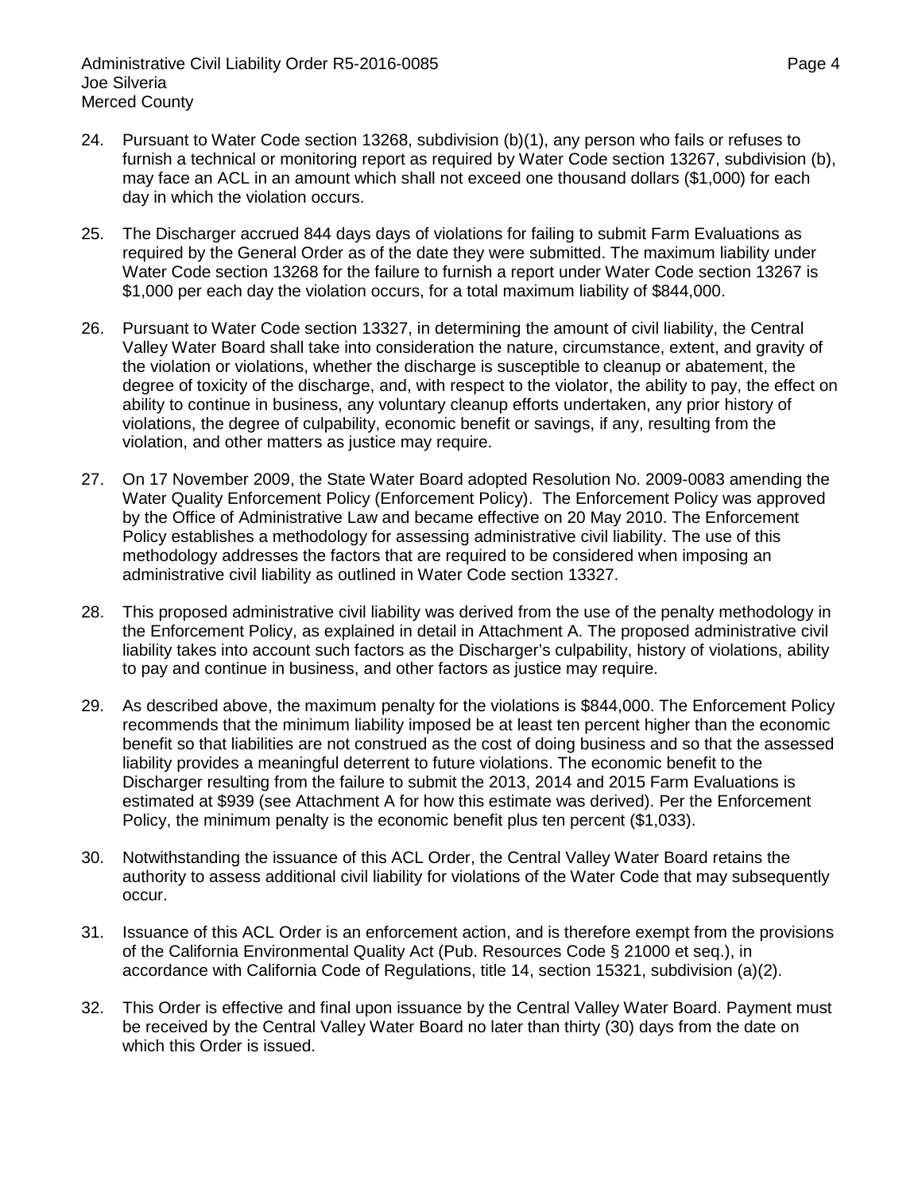24. Pursuant to Water Code section 13268, subdivision (b)(1), any person who fails or refuses to furnish a technical or monitoring report as required by Water Code section 13267, subdivision (b), may face an ACL in an amount which shall not exceed one thousand dollars ($1,000) for each day in which the violation occurs.

25. The Discharger accrued 844 days days of violations for failing to submit Farm Evaluations as required by the General Order as of the date they were submitted. The maximum liability under Water Code section 13268 for the failure to furnish a report under Water Code section 13267 is $1,000 per each day the violation occurs, for a total maximum liability of $844,000.

26. Pursuant to Water Code section 13327, in determining the amount of civil liability, the Central Valley Water Board shall take into consideration the nature, circumstance, extent, and gravity of the violation or violations, whether the discharge is susceptible to cleanup or abatement, the degree of toxicity of the discharge, and, with respect to the violator, the ability to pay, the effect on ability to continue in business, any voluntary cleanup efforts undertaken, any prior history of violations, the degree of culpability, economic benefit or savings, if any, resulting from the violation, and other matters as justice may require.

27. On 17 November 2009, the State Water Board adopted Resolution No. 2009-0083 amending the Water Quality Enforcement Policy (Enforcement Policy). The Enforcement Policy was approved by the Office of Administrative Law and became effective on 20 May 2010. The Enforcement Policy establishes a methodology for assessing administrative civil liability. The use of this methodology addresses the factors that are required to be considered when imposing an administrative civil liability as outlined in Water Code section 13327.

28. This proposed administrative civil liability was derived from the use of the penalty methodology in the Enforcement Policy, as explained in detail in Attachment A. The proposed administrative civil liability takes into account such factors as the Discharger's culpability, history of violations, ability to pay and continue in business, and other factors as justice may require.

29. As described above, the maximum penalty for the violations is $844,000. The Enforcement Policy recommends that the minimum liability imposed be at least ten percent higher than the economic benefit so that liabilities are not construed as the cost of doing business and so that the assessed liability provides a meaningful deterrent to future violations. The economic benefit to the Discharger resulting from the failure to submit the 2013, 2014 and 2015 Farm Evaluations is estimated at $939 (see Attachment A for how this estimate was derived). Per the Enforcement Policy, the minimum penalty is the economic benefit plus ten percent ($1,033).

30. Notwithstanding the issuance of this ACL Order, the Central Valley Water Board retains the authority to assess additional civil liability for violations of the Water Code that may subsequently occur.

31. Issuance of this ACL Order is an enforcement action, and is therefore exempt from the provisions of the California Environmental Quality Act (Pub. Resources Code § 21000 et seq.), in accordance with California Code of Regulations, title 14, section 15321, subdivision (a)(2).

32. This Order is effective and final upon issuance by the Central Valley Water Board. Payment must be received by the Central Valley Water Board no later than thirty (30) days from the date on which this Order is issued.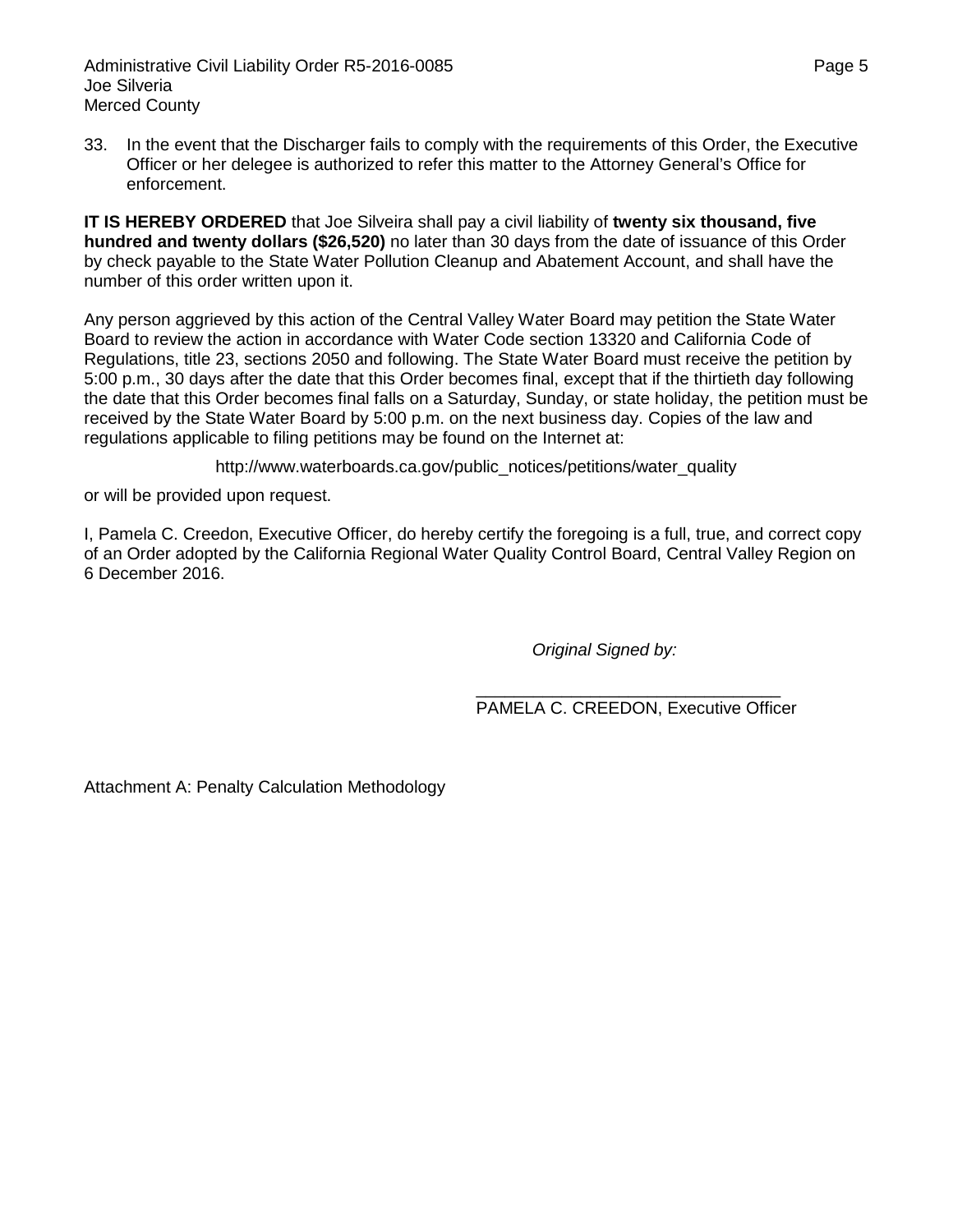33. In the event that the Discharger fails to comply with the requirements of this Order, the Executive Officer or her delegee is authorized to refer this matter to the Attorney General's Office for enforcement.

**IT IS HEREBY ORDERED** that Joe Silveira shall pay a civil liability of **twenty six thousand, five hundred and twenty dollars ($26,520)** no later than 30 days from the date of issuance of this Order by check payable to the State Water Pollution Cleanup and Abatement Account, and shall have the number of this order written upon it.

Any person aggrieved by this action of the Central Valley Water Board may petition the State Water Board to review the action in accordance with Water Code section 13320 and California Code of Regulations, title 23, sections 2050 and following. The State Water Board must receive the petition by 5:00 p.m., 30 days after the date that this Order becomes final, except that if the thirtieth day following the date that this Order becomes final falls on a Saturday, Sunday, or state holiday, the petition must be received by the State Water Board by 5:00 p.m. on the next business day. Copies of the law and regulations applicable to filing petitions may be found on the Internet at:

http://www.waterboards.ca.gov/public_notices/petitions/water_quality

or will be provided upon request.

I, Pamela C. Creedon, Executive Officer, do hereby certify the foregoing is a full, true, and correct copy of an Order adopted by the California Regional Water Quality Control Board, Central Valley Region on 6 December 2016.

*Original Signed by:*

_______________________________
PAMELA C. CREEDON, Executive Officer

Attachment A: Penalty Calculation Methodology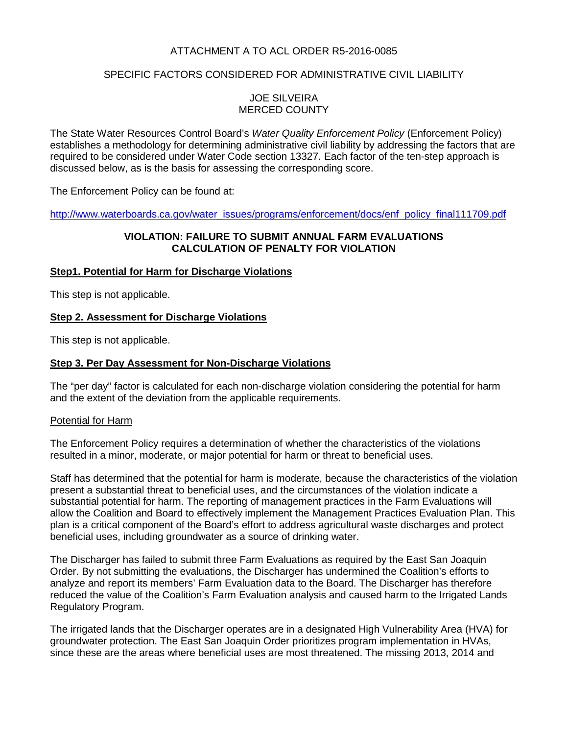ATTACHMENT A TO ACL ORDER R5-2016-0085

SPECIFIC FACTORS CONSIDERED FOR ADMINISTRATIVE CIVIL LIABILITY

JOE SILVEIRA
MERCED COUNTY

The State Water Resources Control Board's *Water Quality Enforcement Policy* (Enforcement Policy) establishes a methodology for determining administrative civil liability by addressing the factors that are required to be considered under Water Code section 13327. Each factor of the ten-step approach is discussed below, as is the basis for assessing the corresponding score.

The Enforcement Policy can be found at:

http://www.waterboards.ca.gov/water_issues/programs/enforcement/docs/enf_policy_final111709.pdf

**VIOLATION: FAILURE TO SUBMIT ANNUAL FARM EVALUATIONS**
**CALCULATION OF PENALTY FOR VIOLATION**

**Step1. Potential for Harm for Discharge Violations**

This step is not applicable.

**Step 2. Assessment for Discharge Violations**

This step is not applicable.

**Step 3. Per Day Assessment for Non-Discharge Violations**

The "per day" factor is calculated for each non-discharge violation considering the potential for harm and the extent of the deviation from the applicable requirements.

Potential for Harm

The Enforcement Policy requires a determination of whether the characteristics of the violations resulted in a minor, moderate, or major potential for harm or threat to beneficial uses.

Staff has determined that the potential for harm is moderate, because the characteristics of the violation present a substantial threat to beneficial uses, and the circumstances of the violation indicate a substantial potential for harm. The reporting of management practices in the Farm Evaluations will allow the Coalition and Board to effectively implement the Management Practices Evaluation Plan. This plan is a critical component of the Board's effort to address agricultural waste discharges and protect beneficial uses, including groundwater as a source of drinking water.

The Discharger has failed to submit three Farm Evaluations as required by the East San Joaquin Order. By not submitting the evaluations, the Discharger has undermined the Coalition's efforts to analyze and report its members' Farm Evaluation data to the Board. The Discharger has therefore reduced the value of the Coalition's Farm Evaluation analysis and caused harm to the Irrigated Lands Regulatory Program.

The irrigated lands that the Discharger operates are in a designated High Vulnerability Area (HVA) for groundwater protection. The East San Joaquin Order prioritizes program implementation in HVAs, since these are the areas where beneficial uses are most threatened. The missing 2013, 2014 and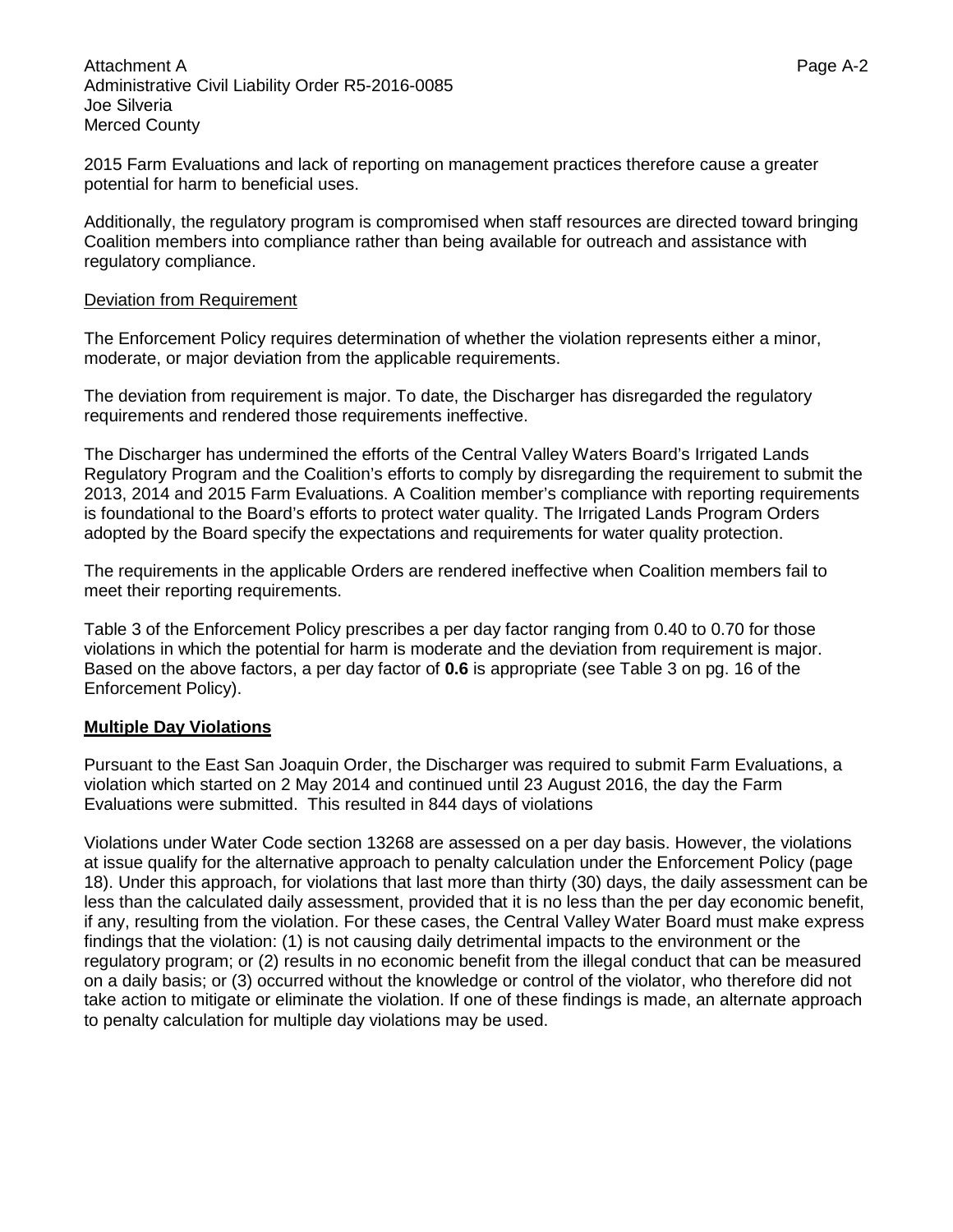2015 Farm Evaluations and lack of reporting on management practices therefore cause a greater potential for harm to beneficial uses.

Additionally, the regulatory program is compromised when staff resources are directed toward bringing Coalition members into compliance rather than being available for outreach and assistance with regulatory compliance.

Deviation from Requirement

The Enforcement Policy requires determination of whether the violation represents either a minor, moderate, or major deviation from the applicable requirements.

The deviation from requirement is major. To date, the Discharger has disregarded the regulatory requirements and rendered those requirements ineffective.

The Discharger has undermined the efforts of the Central Valley Waters Board's Irrigated Lands Regulatory Program and the Coalition's efforts to comply by disregarding the requirement to submit the 2013, 2014 and 2015 Farm Evaluations. A Coalition member's compliance with reporting requirements is foundational to the Board's efforts to protect water quality. The Irrigated Lands Program Orders adopted by the Board specify the expectations and requirements for water quality protection.

The requirements in the applicable Orders are rendered ineffective when Coalition members fail to meet their reporting requirements.

Table 3 of the Enforcement Policy prescribes a per day factor ranging from 0.40 to 0.70 for those violations in which the potential for harm is moderate and the deviation from requirement is major. Based on the above factors, a per day factor of **0.6** is appropriate (see Table 3 on pg. 16 of the Enforcement Policy).

**Multiple Day Violations**

Pursuant to the East San Joaquin Order, the Discharger was required to submit Farm Evaluations, a violation which started on 2 May 2014 and continued until 23 August 2016, the day the Farm Evaluations were submitted. This resulted in 844 days of violations

Violations under Water Code section 13268 are assessed on a per day basis. However, the violations at issue qualify for the alternative approach to penalty calculation under the Enforcement Policy (page 18). Under this approach, for violations that last more than thirty (30) days, the daily assessment can be less than the calculated daily assessment, provided that it is no less than the per day economic benefit, if any, resulting from the violation. For these cases, the Central Valley Water Board must make express findings that the violation: (1) is not causing daily detrimental impacts to the environment or the regulatory program; or (2) results in no economic benefit from the illegal conduct that can be measured on a daily basis; or (3) occurred without the knowledge or control of the violator, who therefore did not take action to mitigate or eliminate the violation. If one of these findings is made, an alternate approach to penalty calculation for multiple day violations may be used.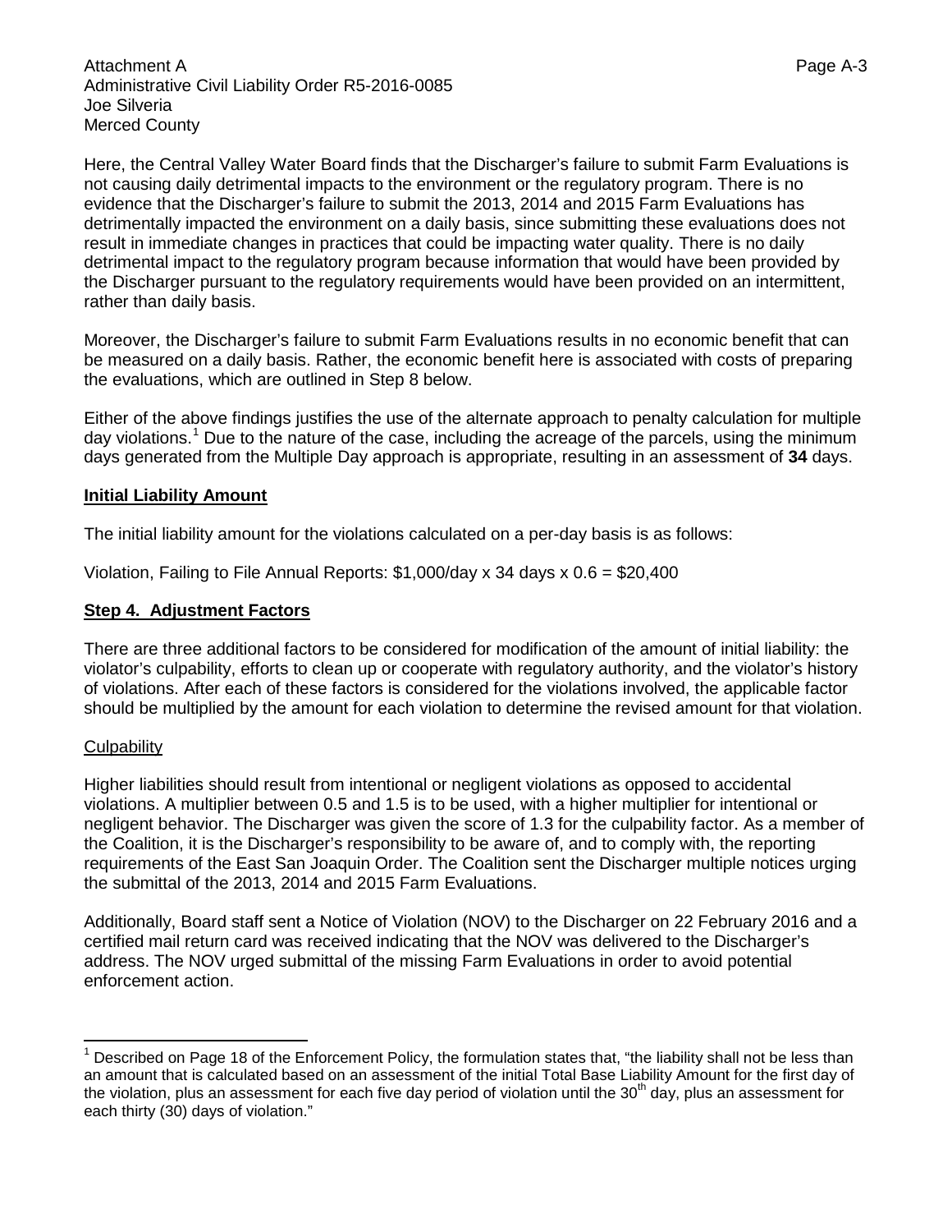Here, the Central Valley Water Board finds that the Discharger's failure to submit Farm Evaluations is not causing daily detrimental impacts to the environment or the regulatory program. There is no evidence that the Discharger's failure to submit the 2013, 2014 and 2015 Farm Evaluations has detrimentally impacted the environment on a daily basis, since submitting these evaluations does not result in immediate changes in practices that could be impacting water quality. There is no daily detrimental impact to the regulatory program because information that would have been provided by the Discharger pursuant to the regulatory requirements would have been provided on an intermittent, rather than daily basis.

Moreover, the Discharger's failure to submit Farm Evaluations results in no economic benefit that can be measured on a daily basis. Rather, the economic benefit here is associated with costs of preparing the evaluations, which are outlined in Step 8 below.

Either of the above findings justifies the use of the alternate approach to penalty calculation for multiple day violations.[1] Due to the nature of the case, including the acreage of the parcels, using the minimum days generated from the Multiple Day approach is appropriate, resulting in an assessment of **34** days.

**Initial Liability Amount**

The initial liability amount for the violations calculated on a per-day basis is as follows:

Violation, Failing to File Annual Reports: $1,000/day x 34 days x 0.6 = $20,400

**Step 4. Adjustment Factors**

There are three additional factors to be considered for modification of the amount of initial liability: the violator's culpability, efforts to clean up or cooperate with regulatory authority, and the violator's history of violations. After each of these factors is considered for the violations involved, the applicable factor should be multiplied by the amount for each violation to determine the revised amount for that violation.

Culpability

Higher liabilities should result from intentional or negligent violations as opposed to accidental violations. A multiplier between 0.5 and 1.5 is to be used, with a higher multiplier for intentional or negligent behavior. The Discharger was given the score of 1.3 for the culpability factor. As a member of the Coalition, it is the Discharger's responsibility to be aware of, and to comply with, the reporting requirements of the East San Joaquin Order. The Coalition sent the Discharger multiple notices urging the submittal of the 2013, 2014 and 2015 Farm Evaluations.

Additionally, Board staff sent a Notice of Violation (NOV) to the Discharger on 22 February 2016 and a certified mail return card was received indicating that the NOV was delivered to the Discharger's address. The NOV urged submittal of the missing Farm Evaluations in order to avoid potential enforcement action.

---

[1] Described on Page 18 of the Enforcement Policy, the formulation states that, "the liability shall not be less than an amount that is calculated based on an assessment of the initial Total Base Liability Amount for the first day of the violation, plus an assessment for each five day period of violation until the 30th day, plus an assessment for each thirty (30) days of violation."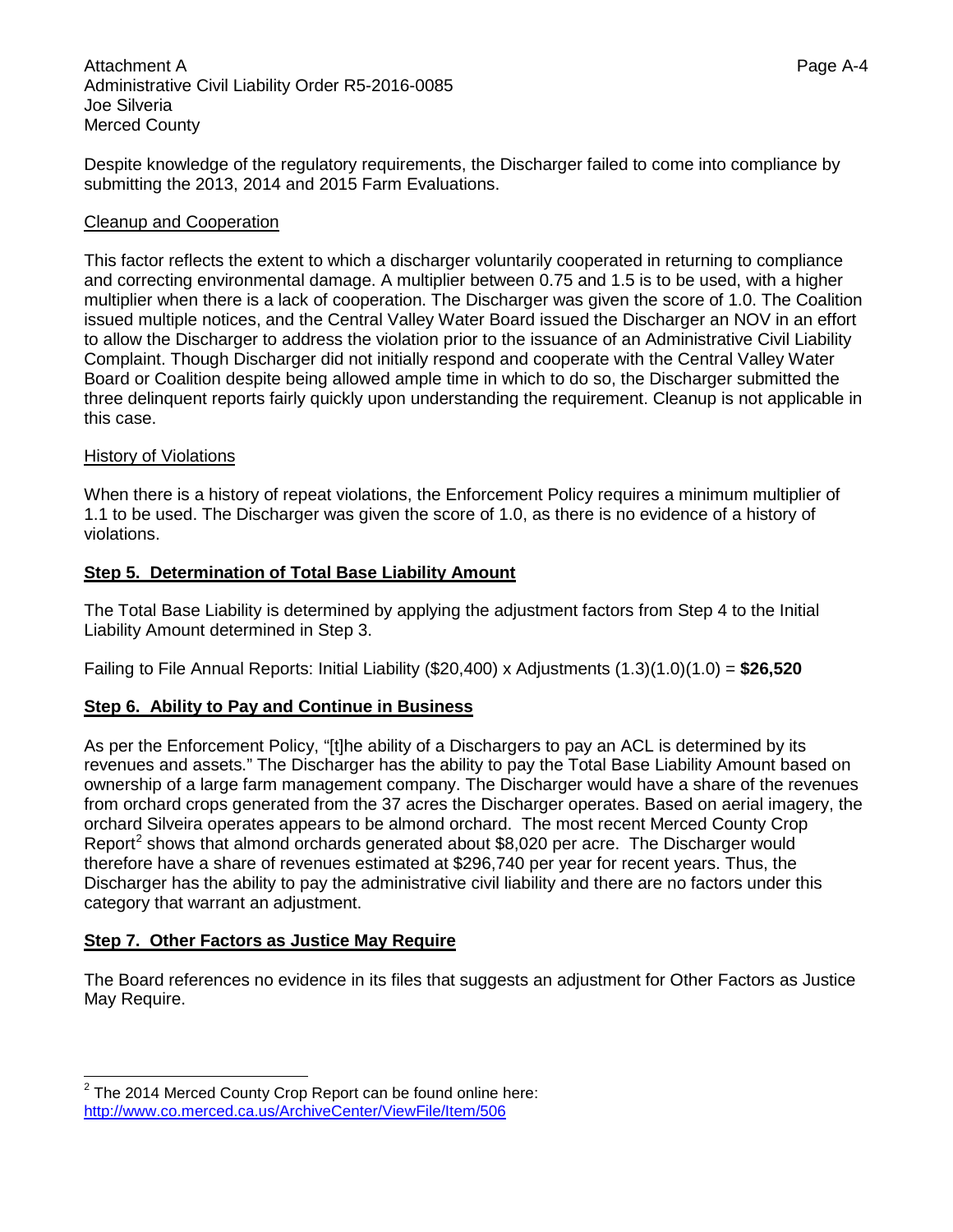Despite knowledge of the regulatory requirements, the Discharger failed to come into compliance by submitting the 2013, 2014 and 2015 Farm Evaluations.

Cleanup and Cooperation

This factor reflects the extent to which a discharger voluntarily cooperated in returning to compliance and correcting environmental damage. A multiplier between 0.75 and 1.5 is to be used, with a higher multiplier when there is a lack of cooperation. The Discharger was given the score of 1.0. The Coalition issued multiple notices, and the Central Valley Water Board issued the Discharger an NOV in an effort to allow the Discharger to address the violation prior to the issuance of an Administrative Civil Liability Complaint. Though Discharger did not initially respond and cooperate with the Central Valley Water Board or Coalition despite being allowed ample time in which to do so, the Discharger submitted the three delinquent reports fairly quickly upon understanding the requirement. Cleanup is not applicable in this case.

History of Violations

When there is a history of repeat violations, the Enforcement Policy requires a minimum multiplier of 1.1 to be used. The Discharger was given the score of 1.0, as there is no evidence of a history of violations.

**Step 5. Determination of Total Base Liability Amount**

The Total Base Liability is determined by applying the adjustment factors from Step 4 to the Initial Liability Amount determined in Step 3.

Failing to File Annual Reports: Initial Liability ($20,400) x Adjustments (1.3)(1.0)(1.0) = **$26,520**

**Step 6. Ability to Pay and Continue in Business**

As per the Enforcement Policy, "[t]he ability of a Dischargers to pay an ACL is determined by its revenues and assets." The Discharger has the ability to pay the Total Base Liability Amount based on ownership of a large farm management company. The Discharger would have a share of the revenues from orchard crops generated from the 37 acres the Discharger operates. Based on aerial imagery, the orchard Silveira operates appears to be almond orchard. The most recent Merced County Crop Report[2] shows that almond orchards generated about $8,020 per acre. The Discharger would therefore have a share of revenues estimated at $296,740 per year for recent years. Thus, the Discharger has the ability to pay the administrative civil liability and there are no factors under this category that warrant an adjustment.

**Step 7. Other Factors as Justice May Require**

The Board references no evidence in its files that suggests an adjustment for Other Factors as Justice May Require.

---

[2] The 2014 Merced County Crop Report can be found online here: http://www.co.merced.ca.us/ArchiveCenter/ViewFile/Item/506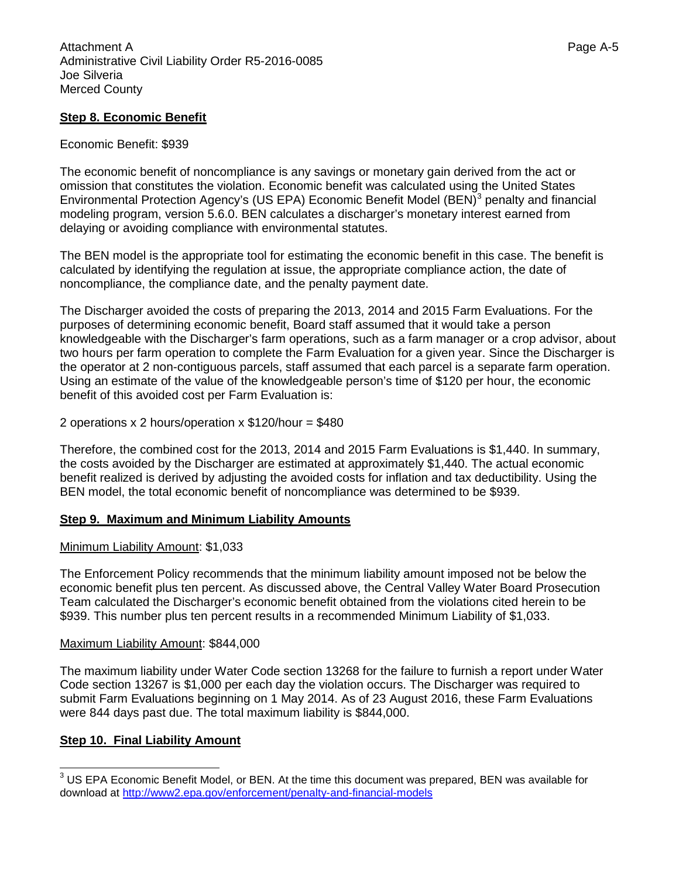**Step 8. Economic Benefit**

Economic Benefit: $939

The economic benefit of noncompliance is any savings or monetary gain derived from the act or omission that constitutes the violation. Economic benefit was calculated using the United States Environmental Protection Agency's (US EPA) Economic Benefit Model (BEN)[3] penalty and financial modeling program, version 5.6.0. BEN calculates a discharger's monetary interest earned from delaying or avoiding compliance with environmental statutes.

The BEN model is the appropriate tool for estimating the economic benefit in this case. The benefit is calculated by identifying the regulation at issue, the appropriate compliance action, the date of noncompliance, the compliance date, and the penalty payment date.

The Discharger avoided the costs of preparing the 2013, 2014 and 2015 Farm Evaluations. For the purposes of determining economic benefit, Board staff assumed that it would take a person knowledgeable with the Discharger's farm operations, such as a farm manager or a crop advisor, about two hours per farm operation to complete the Farm Evaluation for a given year. Since the Discharger is the operator at 2 non-contiguous parcels, staff assumed that each parcel is a separate farm operation. Using an estimate of the value of the knowledgeable person's time of $120 per hour, the economic benefit of this avoided cost per Farm Evaluation is:

2 operations x 2 hours/operation x $120/hour = $480

Therefore, the combined cost for the 2013, 2014 and 2015 Farm Evaluations is $1,440. In summary, the costs avoided by the Discharger are estimated at approximately $1,440. The actual economic benefit realized is derived by adjusting the avoided costs for inflation and tax deductibility. Using the BEN model, the total economic benefit of noncompliance was determined to be $939.

**Step 9. Maximum and Minimum Liability Amounts**

Minimum Liability Amount: $1,033

The Enforcement Policy recommends that the minimum liability amount imposed not be below the economic benefit plus ten percent. As discussed above, the Central Valley Water Board Prosecution Team calculated the Discharger's economic benefit obtained from the violations cited herein to be $939. This number plus ten percent results in a recommended Minimum Liability of $1,033.

Maximum Liability Amount: $844,000

The maximum liability under Water Code section 13268 for the failure to furnish a report under Water Code section 13267 is $1,000 per each day the violation occurs. The Discharger was required to submit Farm Evaluations beginning on 1 May 2014. As of 23 August 2016, these Farm Evaluations were 844 days past due. The total maximum liability is $844,000.

**Step 10. Final Liability Amount**

[3] US EPA Economic Benefit Model, or BEN. At the time this document was prepared, BEN was available for download at http://www2.epa.gov/enforcement/penalty-and-financial-models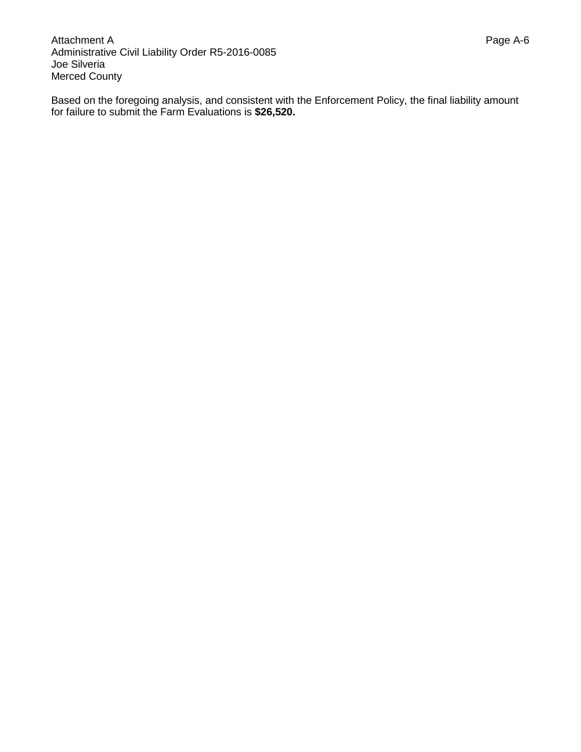Based on the foregoing analysis, and consistent with the Enforcement Policy, the final liability amount for failure to submit the Farm Evaluations is **$26,520.**